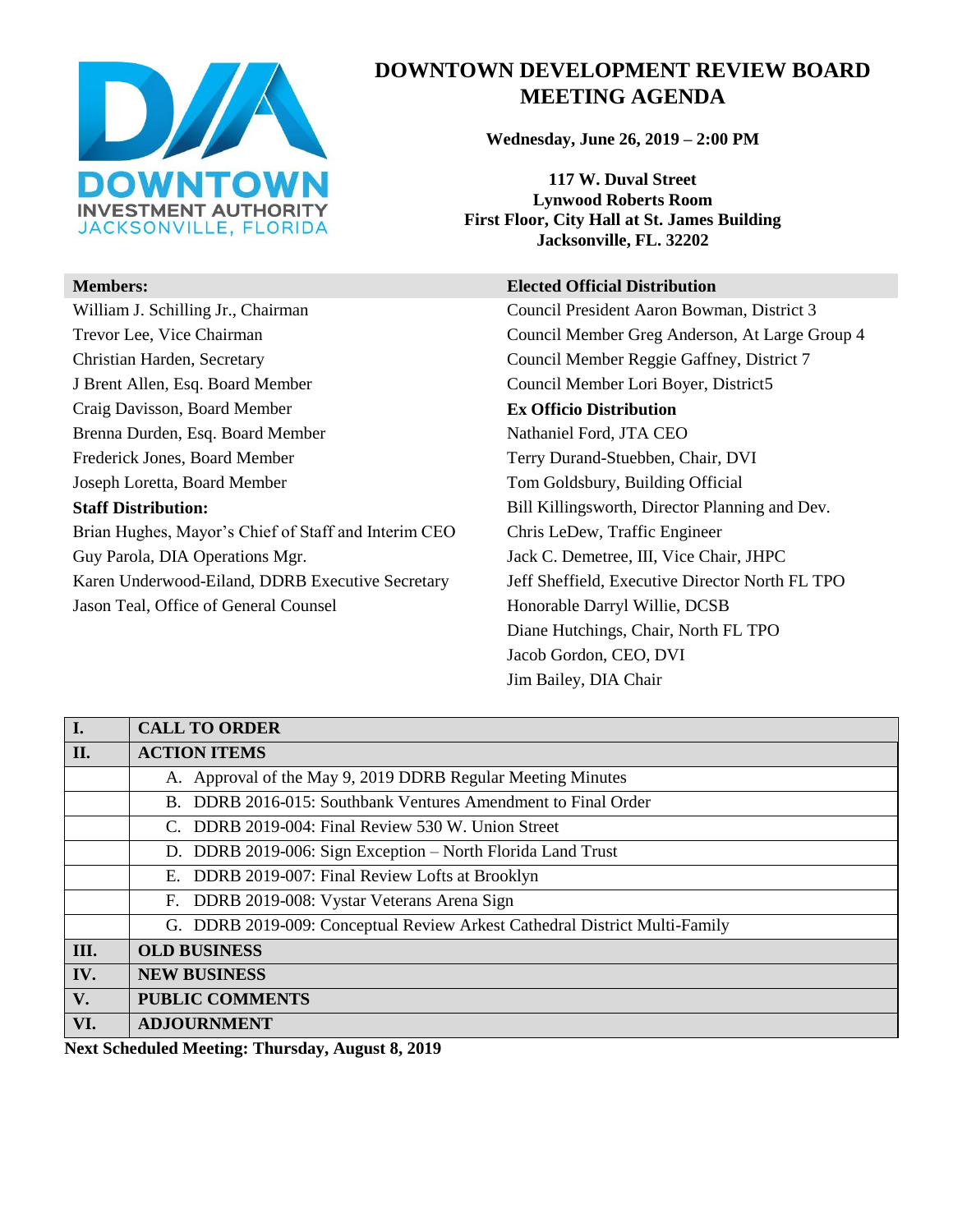DOWNTOWN INVESTMENT AUTHORITY JACKSONVILLE, FLORIDA

# DOWNTOWN DEVELOPMENT REVIEW BOARD MEETING AGENDA

**Wednesday, June 26, 2019 – 2:00 PM**

**117 W. Duval Street**
**Lynwood Roberts Room**
**First Floor, City Hall at St. James Building**
**Jacksonville, FL. 32202**

**Members:**

William J. Schilling Jr., Chairman
Trevor Lee, Vice Chairman
Christian Harden, Secretary
J Brent Allen, Esq. Board Member
Craig Davisson, Board Member
Brenna Durden, Esq. Board Member
Frederick Jones, Board Member
Joseph Loretta, Board Member

**Staff Distribution:**

Brian Hughes, Mayor's Chief of Staff and Interim CEO
Guy Parola, DIA Operations Mgr.
Karen Underwood-Eiland, DDRB Executive Secretary
Jason Teal, Office of General Counsel

**Elected Official Distribution**

Council President Aaron Bowman, District 3
Council Member Greg Anderson, At Large Group 4
Council Member Reggie Gaffney, District 7
Council Member Lori Boyer, District5

**Ex Officio Distribution**

Nathaniel Ford, JTA CEO
Terry Durand-Stuebben, Chair, DVI
Tom Goldsbury, Building Official
Bill Killingsworth, Director Planning and Dev.
Chris LeDew, Traffic Engineer
Jack C. Demetree, III, Vice Chair, JHPC
Jeff Sheffield, Executive Director North FL TPO
Honorable Darryl Willie, DCSB
Diane Hutchings, Chair, North FL TPO
Jacob Gordon, CEO, DVI
Jim Bailey, DIA Chair

| I. | CALL TO ORDER |
|---|---|
| II. | ACTION ITEMS |
| | A. Approval of the May 9, 2019 DDRB Regular Meeting Minutes |
| | B. DDRB 2016-015: Southbank Ventures Amendment to Final Order |
| | C. DDRB 2019-004: Final Review 530 W. Union Street |
| | D. DDRB 2019-006: Sign Exception – North Florida Land Trust |
| | E. DDRB 2019-007: Final Review Lofts at Brooklyn |
| | F. DDRB 2019-008: Vystar Veterans Arena Sign |
| | G. DDRB 2019-009: Conceptual Review Arkest Cathedral District Multi-Family |
| III. | OLD BUSINESS |
| IV. | NEW BUSINESS |
| V. | PUBLIC COMMENTS |
| VI. | ADJOURNMENT |

**Next Scheduled Meeting: Thursday, August 8, 2019**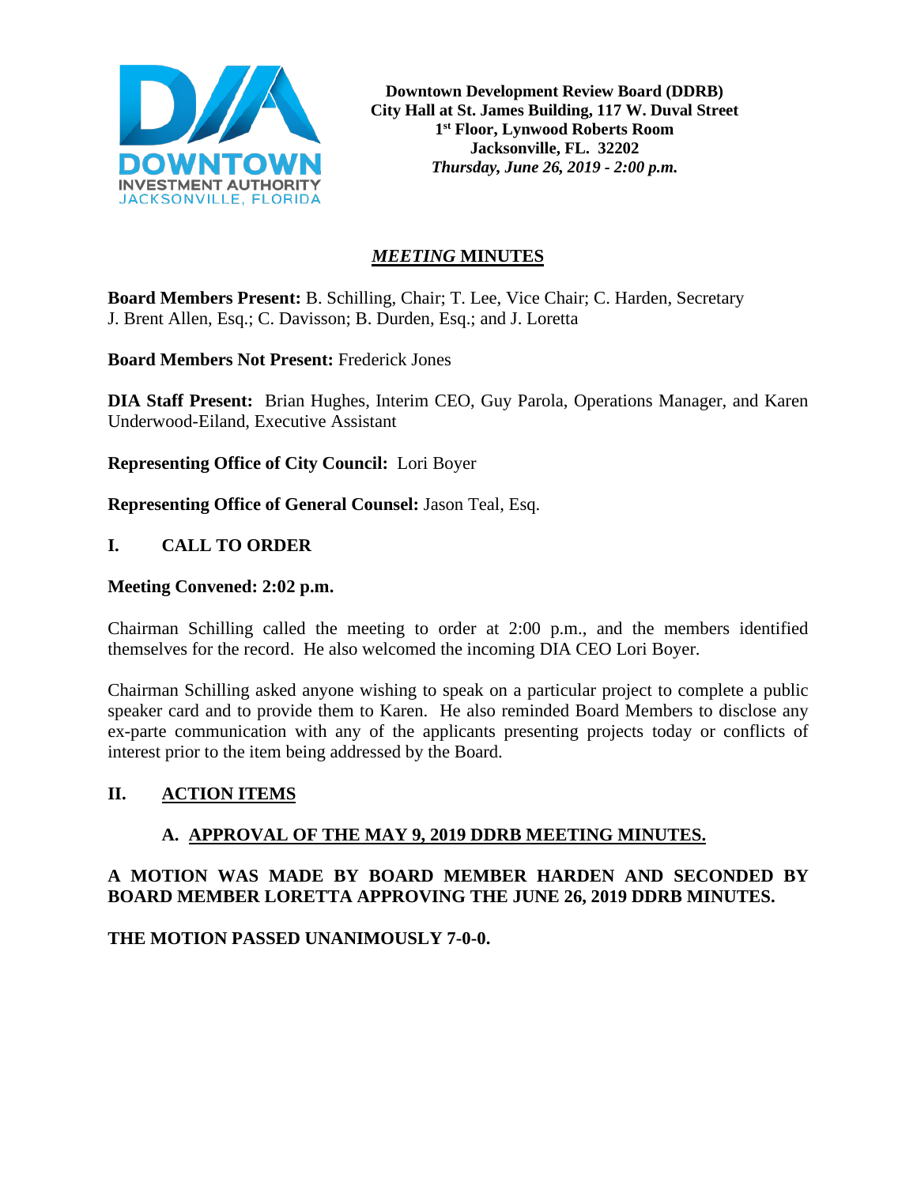**Downtown Development Review Board (DDRB)**
**City Hall at St. James Building, 117 W. Duval Street**
**1st Floor, Lynwood Roberts Room**
**Jacksonville, FL. 32202**
***Thursday, June 26, 2019 - 2:00 p.m.***

# *MEETING* MINUTES

**Board Members Present:** B. Schilling, Chair; T. Lee, Vice Chair; C. Harden, Secretary J. Brent Allen, Esq.; C. Davisson; B. Durden, Esq.; and J. Loretta

**Board Members Not Present:** Frederick Jones

**DIA Staff Present:** Brian Hughes, Interim CEO, Guy Parola, Operations Manager, and Karen Underwood-Eiland, Executive Assistant

**Representing Office of City Council:** Lori Boyer

**Representing Office of General Counsel:** Jason Teal, Esq.

## I. CALL TO ORDER

**Meeting Convened: 2:02 p.m.**

Chairman Schilling called the meeting to order at 2:00 p.m., and the members identified themselves for the record. He also welcomed the incoming DIA CEO Lori Boyer.

Chairman Schilling asked anyone wishing to speak on a particular project to complete a public speaker card and to provide them to Karen. He also reminded Board Members to disclose any ex-parte communication with any of the applicants presenting projects today or conflicts of interest prior to the item being addressed by the Board.

## II. ACTION ITEMS

### A. APPROVAL OF THE MAY 9, 2019 DDRB MEETING MINUTES.

**A MOTION WAS MADE BY BOARD MEMBER HARDEN AND SECONDED BY BOARD MEMBER LORETTA APPROVING THE JUNE 26, 2019 DDRB MINUTES.**

**THE MOTION PASSED UNANIMOUSLY 7-0-0.**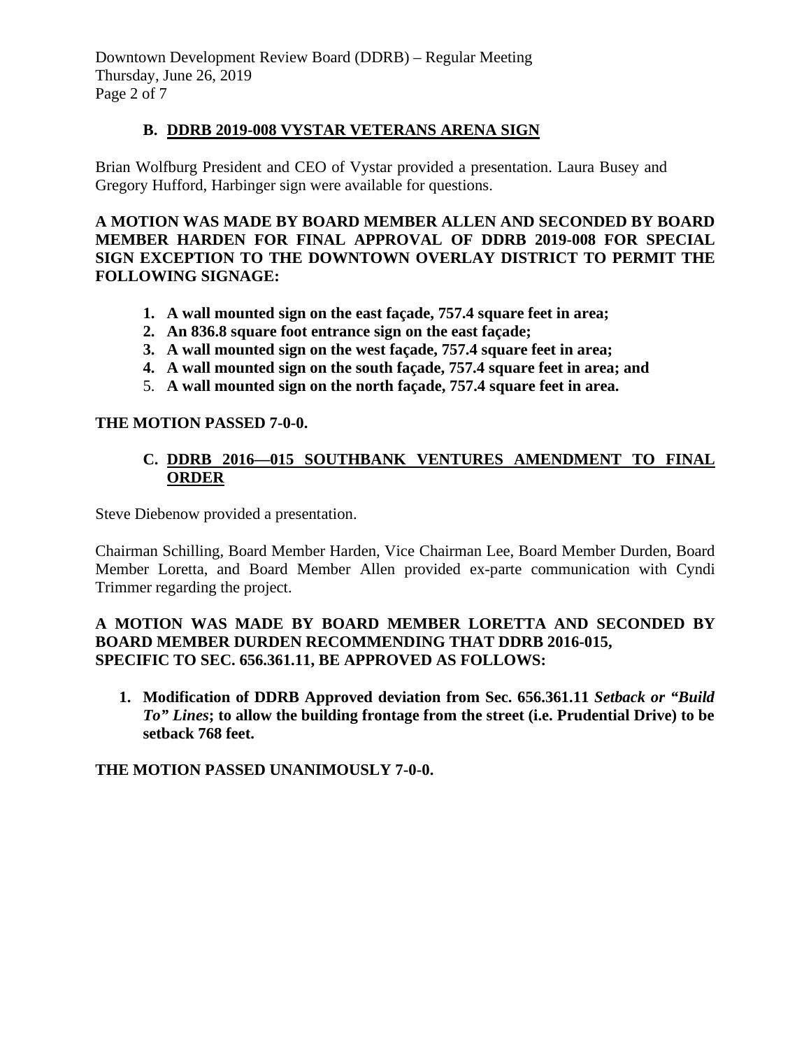### B. DDRB 2019-008 VYSTAR VETERANS ARENA SIGN

Brian Wolfburg President and CEO of Vystar provided a presentation. Laura Busey and Gregory Hufford, Harbinger sign were available for questions.

**A MOTION WAS MADE BY BOARD MEMBER ALLEN AND SECONDED BY BOARD MEMBER HARDEN FOR FINAL APPROVAL OF DDRB 2019-008 FOR SPECIAL SIGN EXCEPTION TO THE DOWNTOWN OVERLAY DISTRICT TO PERMIT THE FOLLOWING SIGNAGE:**

1. **A wall mounted sign on the east façade, 757.4 square feet in area;**
2. **An 836.8 square foot entrance sign on the east façade;**
3. **A wall mounted sign on the west façade, 757.4 square feet in area;**
4. **A wall mounted sign on the south façade, 757.4 square feet in area; and**
5. **A wall mounted sign on the north façade, 757.4 square feet in area.**

**THE MOTION PASSED 7-0-0.**

### C. DDRB 2016—015 SOUTHBANK VENTURES AMENDMENT TO FINAL ORDER

Steve Diebenow provided a presentation.

Chairman Schilling, Board Member Harden, Vice Chairman Lee, Board Member Durden, Board Member Loretta, and Board Member Allen provided ex-parte communication with Cyndi Trimmer regarding the project.

**A MOTION WAS MADE BY BOARD MEMBER LORETTA AND SECONDED BY BOARD MEMBER DURDEN RECOMMENDING THAT DDRB 2016-015, SPECIFIC TO SEC. 656.361.11, BE APPROVED AS FOLLOWS:**

1. **Modification of DDRB Approved deviation from Sec. 656.361.11 *Setback or "Build To" Lines*; to allow the building frontage from the street (i.e. Prudential Drive) to be setback 768 feet.**

**THE MOTION PASSED UNANIMOUSLY 7-0-0.**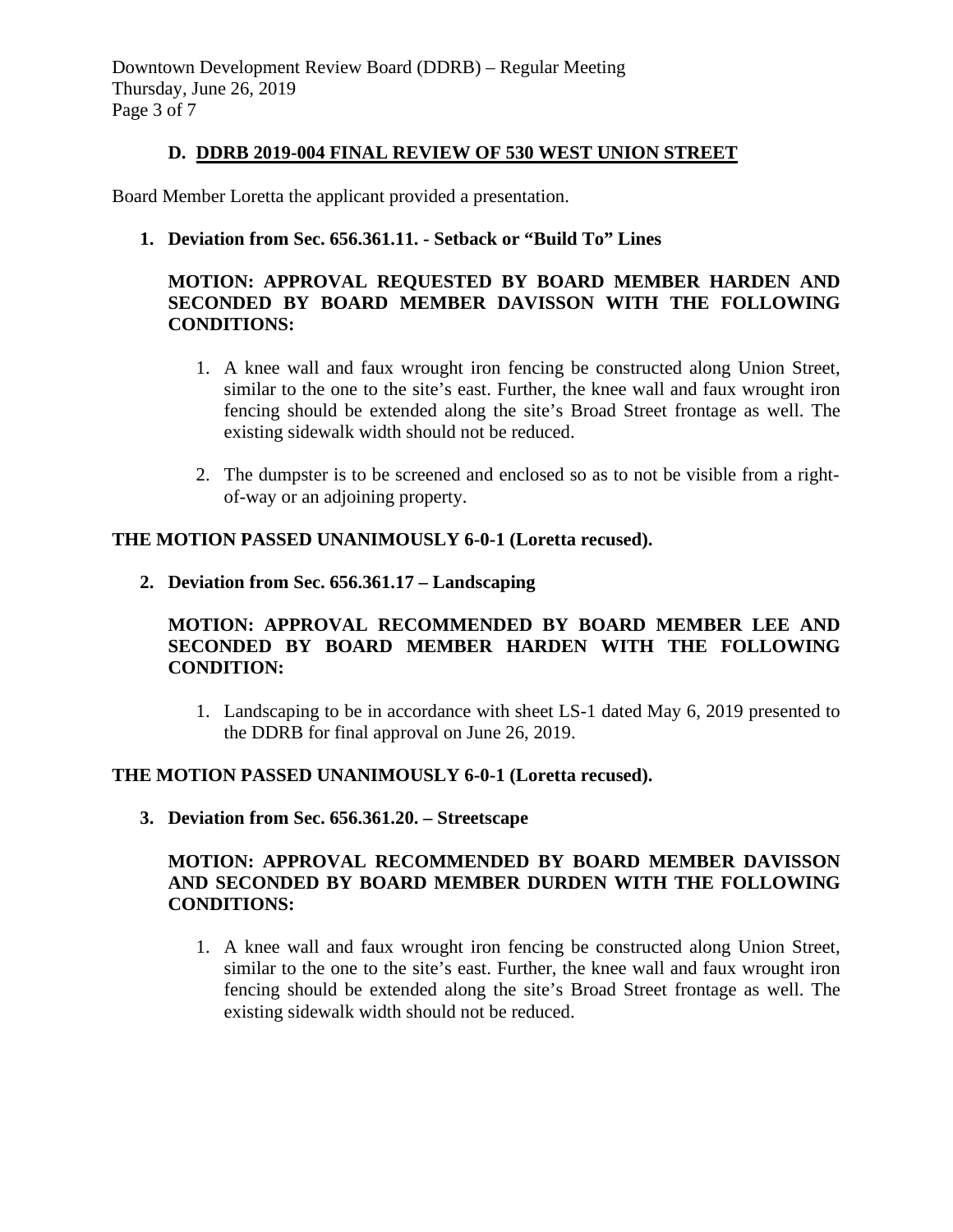### D. DDRB 2019-004 FINAL REVIEW OF 530 WEST UNION STREET

Board Member Loretta the applicant provided a presentation.

**1. Deviation from Sec. 656.361.11. - Setback or "Build To" Lines**

**MOTION: APPROVAL REQUESTED BY BOARD MEMBER HARDEN AND SECONDED BY BOARD MEMBER DAVISSON WITH THE FOLLOWING CONDITIONS:**

1. A knee wall and faux wrought iron fencing be constructed along Union Street, similar to the one to the site's east. Further, the knee wall and faux wrought iron fencing should be extended along the site's Broad Street frontage as well. The existing sidewalk width should not be reduced.

2. The dumpster is to be screened and enclosed so as to not be visible from a right-of-way or an adjoining property.

**THE MOTION PASSED UNANIMOUSLY 6-0-1 (Loretta recused).**

**2. Deviation from Sec. 656.361.17 – Landscaping**

**MOTION: APPROVAL RECOMMENDED BY BOARD MEMBER LEE AND SECONDED BY BOARD MEMBER HARDEN WITH THE FOLLOWING CONDITION:**

1. Landscaping to be in accordance with sheet LS-1 dated May 6, 2019 presented to the DDRB for final approval on June 26, 2019.

**THE MOTION PASSED UNANIMOUSLY 6-0-1 (Loretta recused).**

**3. Deviation from Sec. 656.361.20. – Streetscape**

**MOTION: APPROVAL RECOMMENDED BY BOARD MEMBER DAVISSON AND SECONDED BY BOARD MEMBER DURDEN WITH THE FOLLOWING CONDITIONS:**

1. A knee wall and faux wrought iron fencing be constructed along Union Street, similar to the one to the site's east. Further, the knee wall and faux wrought iron fencing should be extended along the site's Broad Street frontage as well. The existing sidewalk width should not be reduced.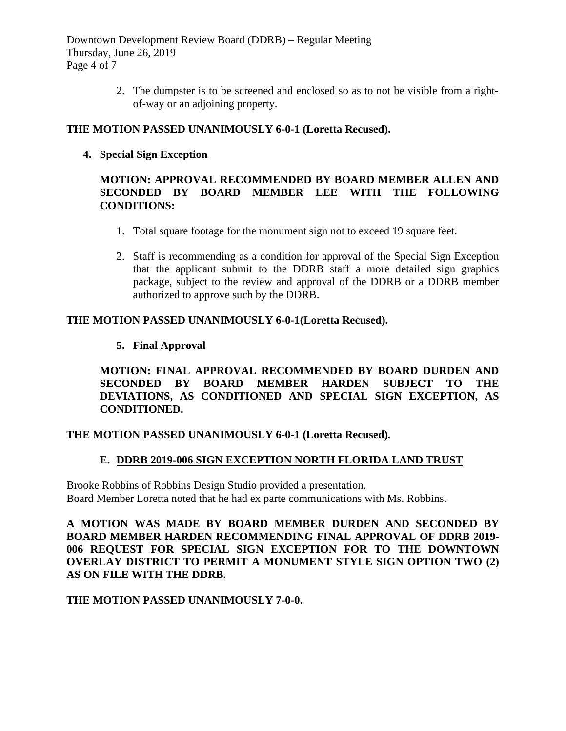2. The dumpster is to be screened and enclosed so as to not be visible from a right-of-way or an adjoining property.

**THE MOTION PASSED UNANIMOUSLY 6-0-1 (Loretta Recused).**

**4. Special Sign Exception**

**MOTION: APPROVAL RECOMMENDED BY BOARD MEMBER ALLEN AND SECONDED BY BOARD MEMBER LEE WITH THE FOLLOWING CONDITIONS:**

1. Total square footage for the monument sign not to exceed 19 square feet.

2. Staff is recommending as a condition for approval of the Special Sign Exception that the applicant submit to the DDRB staff a more detailed sign graphics package, subject to the review and approval of the DDRB or a DDRB member authorized to approve such by the DDRB.

**THE MOTION PASSED UNANIMOUSLY 6-0-1(Loretta Recused).**

**5. Final Approval**

**MOTION: FINAL APPROVAL RECOMMENDED BY BOARD DURDEN AND SECONDED BY BOARD MEMBER HARDEN SUBJECT TO THE DEVIATIONS, AS CONDITIONED AND SPECIAL SIGN EXCEPTION, AS CONDITIONED.**

**THE MOTION PASSED UNANIMOUSLY 6-0-1 (Loretta Recused).**

### E. DDRB 2019-006 SIGN EXCEPTION NORTH FLORIDA LAND TRUST

Brooke Robbins of Robbins Design Studio provided a presentation.
Board Member Loretta noted that he had ex parte communications with Ms. Robbins.

**A MOTION WAS MADE BY BOARD MEMBER DURDEN AND SECONDED BY BOARD MEMBER HARDEN RECOMMENDING FINAL APPROVAL OF DDRB 2019-006 REQUEST FOR SPECIAL SIGN EXCEPTION FOR TO THE DOWNTOWN OVERLAY DISTRICT TO PERMIT A MONUMENT STYLE SIGN OPTION TWO (2) AS ON FILE WITH THE DDRB.**

**THE MOTION PASSED UNANIMOUSLY 7-0-0.**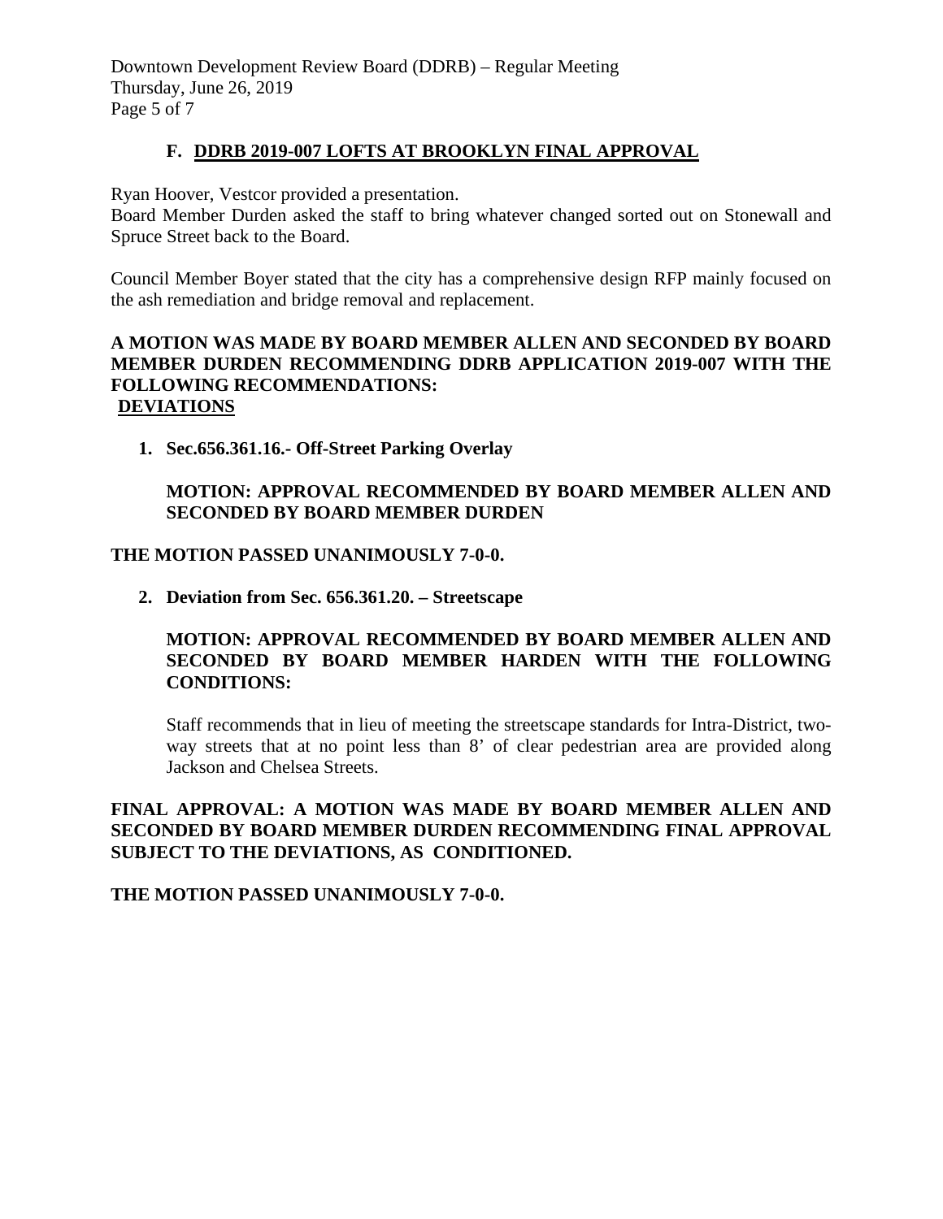### F. DDRB 2019-007 LOFTS AT BROOKLYN FINAL APPROVAL

Ryan Hoover, Vestcor provided a presentation.
Board Member Durden asked the staff to bring whatever changed sorted out on Stonewall and Spruce Street back to the Board.

Council Member Boyer stated that the city has a comprehensive design RFP mainly focused on the ash remediation and bridge removal and replacement.

**A MOTION WAS MADE BY BOARD MEMBER ALLEN AND SECONDED BY BOARD MEMBER DURDEN RECOMMENDING DDRB APPLICATION 2019-007 WITH THE FOLLOWING RECOMMENDATIONS:**
**DEVIATIONS**

1. **Sec.656.361.16.- Off-Street Parking Overlay**

   **MOTION: APPROVAL RECOMMENDED BY BOARD MEMBER ALLEN AND SECONDED BY BOARD MEMBER DURDEN**

**THE MOTION PASSED UNANIMOUSLY 7-0-0.**

2. **Deviation from Sec. 656.361.20. – Streetscape**

   **MOTION: APPROVAL RECOMMENDED BY BOARD MEMBER ALLEN AND SECONDED BY BOARD MEMBER HARDEN WITH THE FOLLOWING CONDITIONS:**

   Staff recommends that in lieu of meeting the streetscape standards for Intra-District, two-way streets that at no point less than 8' of clear pedestrian area are provided along Jackson and Chelsea Streets.

**FINAL APPROVAL: A MOTION WAS MADE BY BOARD MEMBER ALLEN AND SECONDED BY BOARD MEMBER DURDEN RECOMMENDING FINAL APPROVAL SUBJECT TO THE DEVIATIONS, AS CONDITIONED.**

**THE MOTION PASSED UNANIMOUSLY 7-0-0.**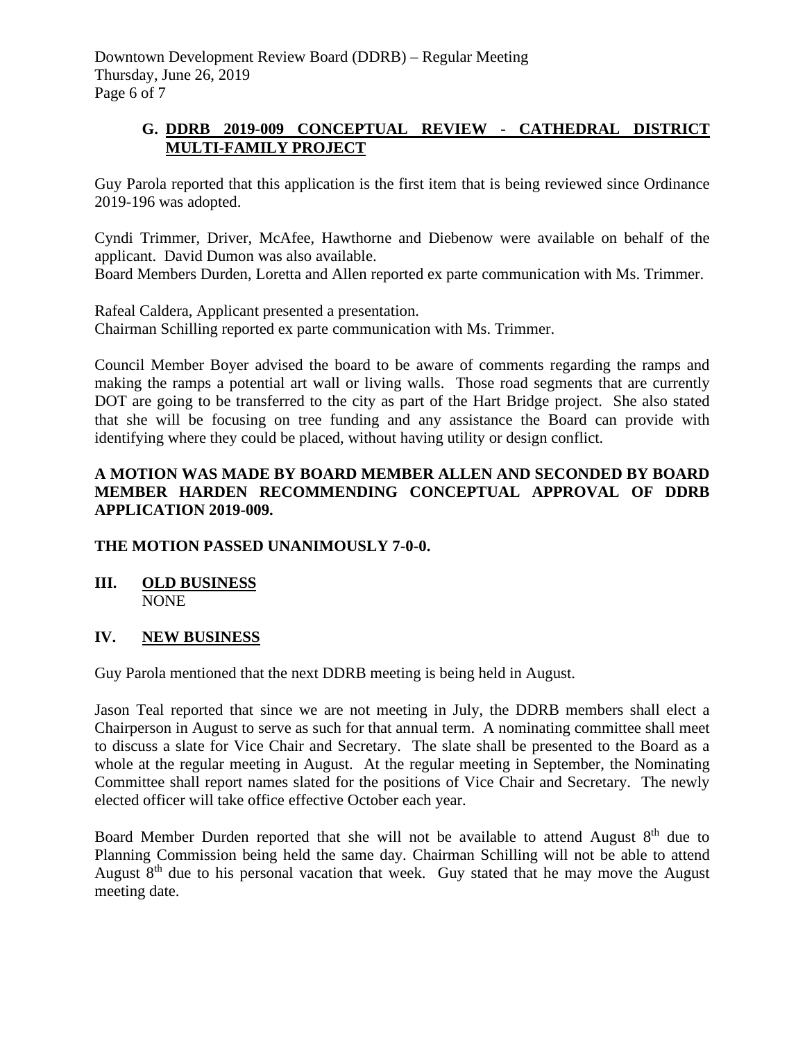### G. DDRB 2019-009 CONCEPTUAL REVIEW - CATHEDRAL DISTRICT MULTI-FAMILY PROJECT

Guy Parola reported that this application is the first item that is being reviewed since Ordinance 2019-196 was adopted.

Cyndi Trimmer, Driver, McAfee, Hawthorne and Diebenow were available on behalf of the applicant. David Dumon was also available.
Board Members Durden, Loretta and Allen reported ex parte communication with Ms. Trimmer.

Rafeal Caldera, Applicant presented a presentation.
Chairman Schilling reported ex parte communication with Ms. Trimmer.

Council Member Boyer advised the board to be aware of comments regarding the ramps and making the ramps a potential art wall or living walls. Those road segments that are currently DOT are going to be transferred to the city as part of the Hart Bridge project. She also stated that she will be focusing on tree funding and any assistance the Board can provide with identifying where they could be placed, without having utility or design conflict.

**A MOTION WAS MADE BY BOARD MEMBER ALLEN AND SECONDED BY BOARD MEMBER HARDEN RECOMMENDING CONCEPTUAL APPROVAL OF DDRB APPLICATION 2019-009.**

**THE MOTION PASSED UNANIMOUSLY 7-0-0.**

## III. OLD BUSINESS

NONE

## IV. NEW BUSINESS

Guy Parola mentioned that the next DDRB meeting is being held in August.

Jason Teal reported that since we are not meeting in July, the DDRB members shall elect a Chairperson in August to serve as such for that annual term. A nominating committee shall meet to discuss a slate for Vice Chair and Secretary. The slate shall be presented to the Board as a whole at the regular meeting in August. At the regular meeting in September, the Nominating Committee shall report names slated for the positions of Vice Chair and Secretary. The newly elected officer will take office effective October each year.

Board Member Durden reported that she will not be available to attend August 8th due to Planning Commission being held the same day. Chairman Schilling will not be able to attend August 8th due to his personal vacation that week. Guy stated that he may move the August meeting date.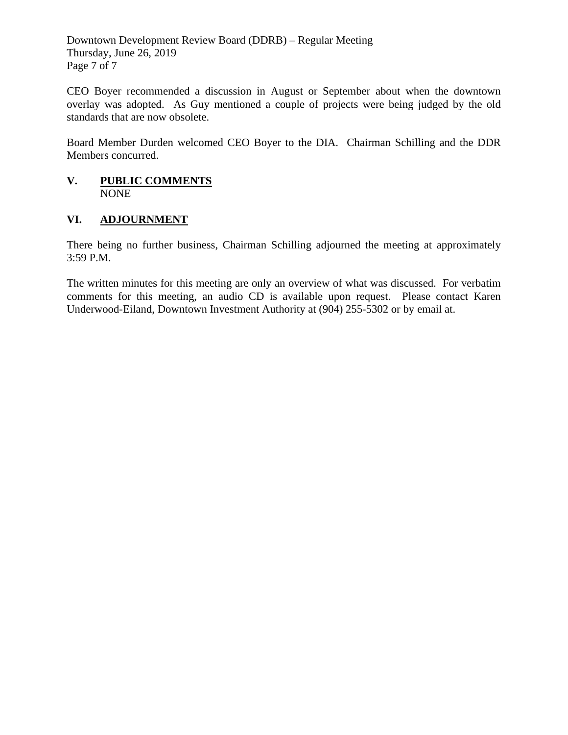CEO Boyer recommended a discussion in August or September about when the downtown overlay was adopted. As Guy mentioned a couple of projects were being judged by the old standards that are now obsolete.

Board Member Durden welcomed CEO Boyer to the DIA. Chairman Schilling and the DDR Members concurred.

## V. **PUBLIC COMMENTS**

NONE

## VI. **ADJOURNMENT**

There being no further business, Chairman Schilling adjourned the meeting at approximately 3:59 P.M.

The written minutes for this meeting are only an overview of what was discussed. For verbatim comments for this meeting, an audio CD is available upon request. Please contact Karen Underwood-Eiland, Downtown Investment Authority at (904) 255-5302 or by email at.